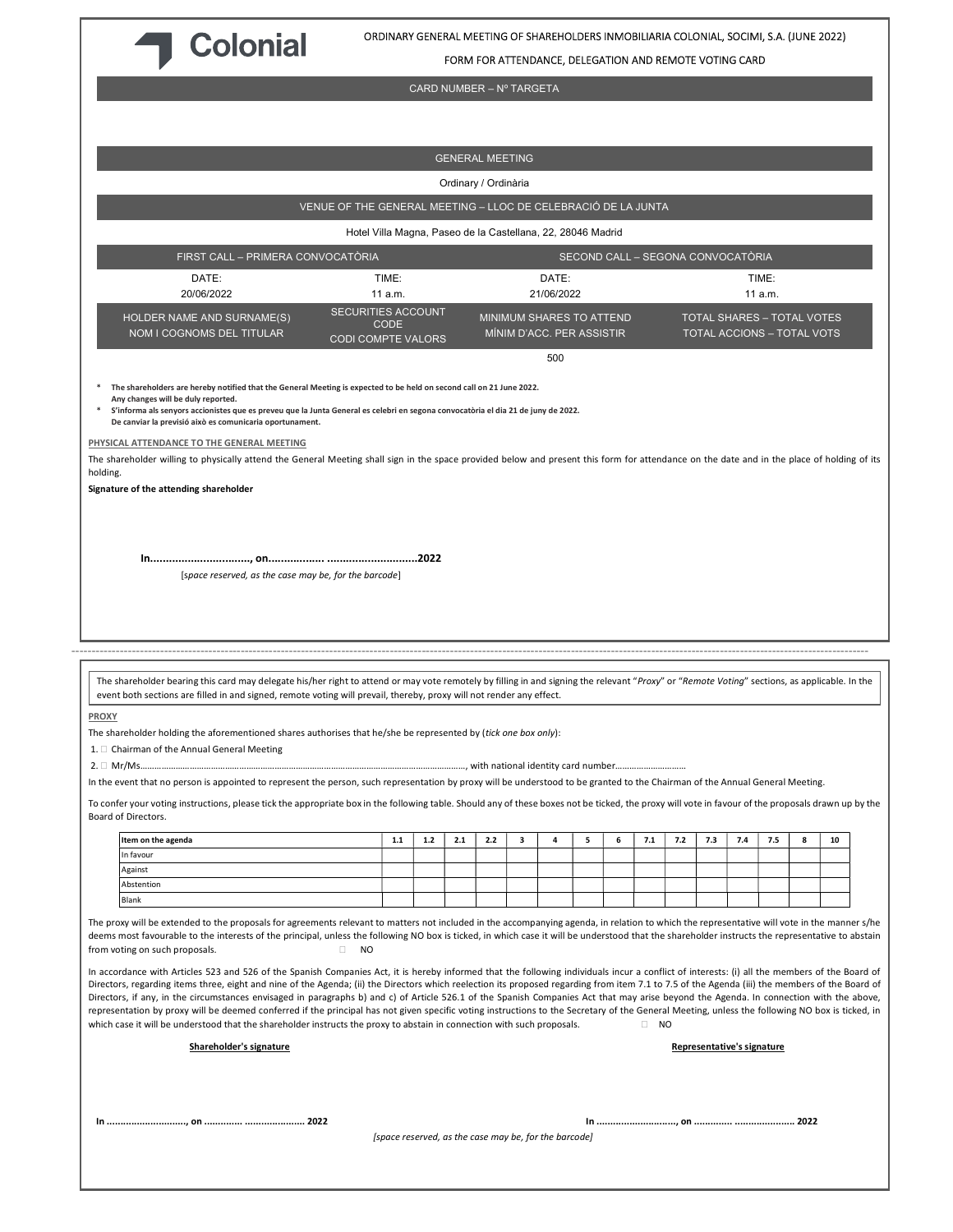Colonial

ORDINARY GENERAL MEETING OF SHAREHOLDERS INMOBILIARIA COLONIAL, SOCIMI, S.A. (JUNE 2022)

FORM FOR ATTENDANCE, DELEGATION AND REMOTE VOTING CARD

CARD NUMBER – Nº TARGETA

GENERAL MEETING

Ordinary / Ordinària

VENUE OF THE GENERAL MEETING – LLOC DE CELEBRACIÓ DE LA JUNTA

Hotel Villa Magna, Paseo de la Castellana, 22, 28046 Madrid

| FIRST CALL – PRIMERA CONVOCATÒRIA | | SECOND CALL – SEGONA CONVOCATÒRIA | |
|---|---|---|---|
| DATE: 20/06/2022 | TIME: 11 a.m. | DATE: 21/06/2022 | TIME: 11 a.m. |
| HOLDER NAME AND SURNAME(S) NOM I COGNOMS DEL TITULAR | SECURITIES ACCOUNT CODE CODI COMPTE VALORS | MINIMUM SHARES TO ATTEND MÍNIM D'ACC. PER ASSISTIR | TOTAL SHARES – TOTAL VOTES TOTAL ACCIONS – TOTAL VOTS |
| | | 500 | |

\* **The shareholders are hereby notified that the General Meeting is expected to be held on second call on 21 June 2022. Any changes will be duly reported.**

\* **S'informa als senyors accionistes que es preveu que la Junta General es celebri en segona convocatòria el dia 21 de juny de 2022. De canviar la previsió això es comunicaria oportunament.**

**PHYSICAL ATTENDANCE TO THE GENERAL MEETING**

The shareholder willing to physically attend the General Meeting shall sign in the space provided below and present this form for attendance on the date and in the place of holding of its holding.

**Signature of the attending shareholder**

**In................................, on.................. .............................2022**

[*space reserved, as the case may be, for the barcode*]

---

The shareholder bearing this card may delegate his/her right to attend or may vote remotely by filling in and signing the relevant "*Proxy*" or "*Remote Voting*" sections, as applicable. In the event both sections are filled in and signed, remote voting will prevail, thereby, proxy will not render any effect.

**PROXY**

The shareholder holding the aforementioned shares authorises that he/she be represented by (*tick one box only*):

1. ☐ Chairman of the Annual General Meeting
2. ☐ Mr/Ms.........................................................................................................................., with national identity card number..............................

In the event that no person is appointed to represent the person, such representation by proxy will be understood to be granted to the Chairman of the Annual General Meeting.

To confer your voting instructions, please tick the appropriate box in the following table. Should any of these boxes not be ticked, the proxy will vote in favour of the proposals drawn up by the Board of Directors.

| Item on the agenda | 1.1 | 1.2 | 2.1 | 2.2 | 3 | 4 | 5 | 6 | 7.1 | 7.2 | 7.3 | 7.4 | 7.5 | 8 | 10 |
|---|---|---|---|---|---|---|---|---|---|---|---|---|---|---|---|
| In favour | | | | | | | | | | | | | | | |
| Against | | | | | | | | | | | | | | | |
| Abstention | | | | | | | | | | | | | | | |
| Blank | | | | | | | | | | | | | | | |

The proxy will be extended to the proposals for agreements relevant to matters not included in the accompanying agenda, in relation to which the representative will vote in the manner s/he deems most favourable to the interests of the principal, unless the following NO box is ticked, in which case it will be understood that the shareholder instructs the representative to abstain from voting on such proposals. ☐ NO

In accordance with Articles 523 and 526 of the Spanish Companies Act, it is hereby informed that the following individuals incur a conflict of interests: (i) all the members of the Board of Directors, regarding items three, eight and nine of the Agenda; (ii) the Directors which reelection its proposed regarding from item 7.1 to 7.5 of the Agenda (iii) the members of the Board of Directors, if any, in the circumstances envisaged in paragraphs b) and c) of Article 526.1 of the Spanish Companies Act that may arise beyond the Agenda. In connection with the above, representation by proxy will be deemed conferred if the principal has not given specific voting instructions to the Secretary of the General Meeting, unless the following NO box is ticked, in which case it will be understood that the shareholder instructs the proxy to abstain in connection with such proposals. ☐ NO

**Shareholder's signature**

**Representative's signature**

**In ............................, on .............. ...................... 2022**

**In ............................, on .............. ...................... 2022**

*[space reserved, as the case may be, for the barcode]*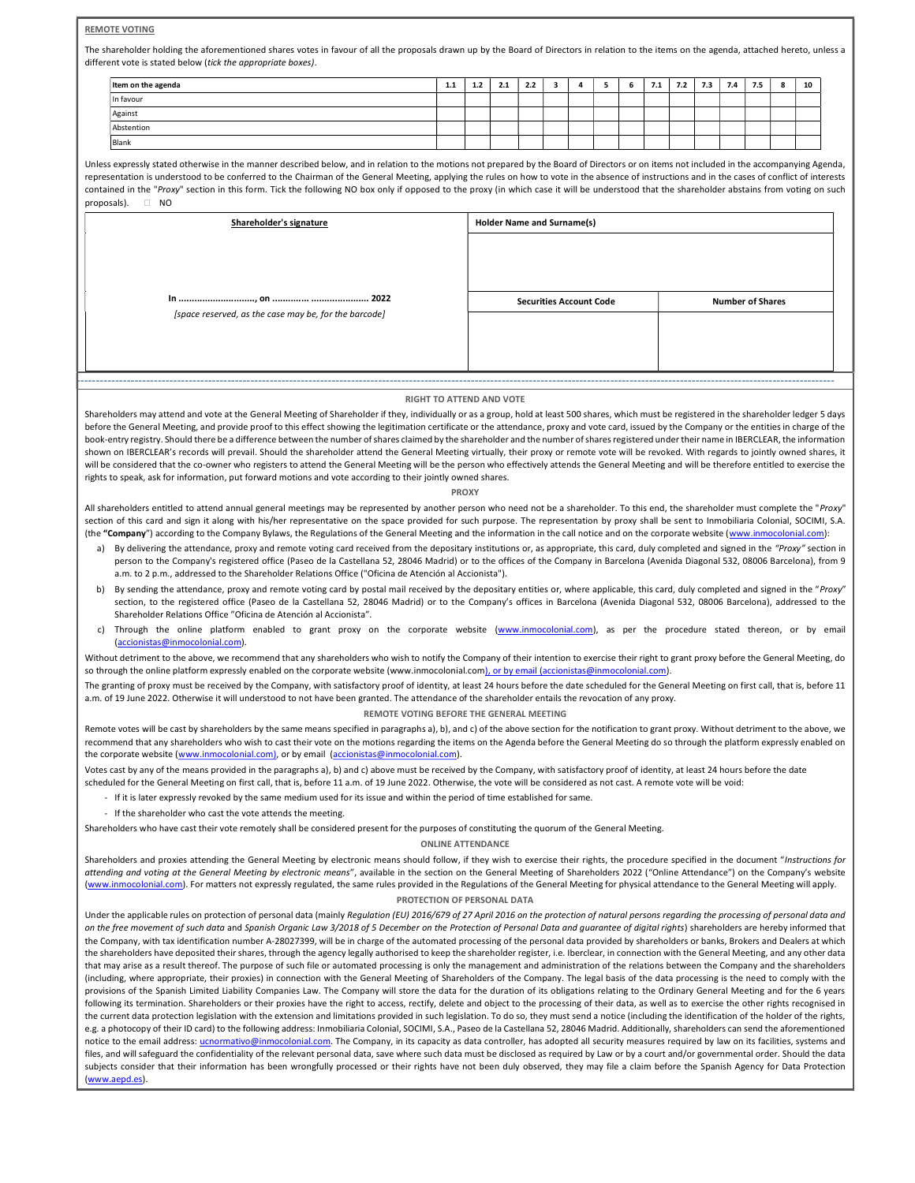**REMOTE VOTING**

The shareholder holding the aforementioned shares votes in favour of all the proposals drawn up by the Board of Directors in relation to the items on the agenda, attached hereto, unless a different vote is stated below (*tick the appropriate boxes)*.

| Item on the agenda | 1.1 | 1.2 | 2.1 | 2.2 | 3 | 4 | 5 | 6 | 7.1 | 7.2 | 7.3 | 7.4 | 7.5 | 8 | 10 |
|---|---|---|---|---|---|---|---|---|---|---|---|---|---|---|---|
| In favour | | | | | | | | | | | | | | | |
| Against | | | | | | | | | | | | | | | |
| Abstention | | | | | | | | | | | | | | | |
| Blank | | | | | | | | | | | | | | | |

Unless expressly stated otherwise in the manner described below, and in relation to the motions not prepared by the Board of Directors or on items not included in the accompanying Agenda, representation is understood to be conferred to the Chairman of the General Meeting, applying the rules on how to vote in the absence of instructions and in the cases of conflict of interests contained in the "*Proxy*" section in this form. Tick the following NO box only if opposed to the proxy (in which case it will be understood that the shareholder abstains from voting on such proposals). ☐ NO

| Shareholder's signature | Holder Name and Surname(s) | |
|---|---|---|
| | | |
| In ............................, on ............. ..................... 2022 [space reserved, as the case may be, for the barcode] | Securities Account Code | Number of Shares |
| | | |

---

**RIGHT TO ATTEND AND VOTE**

Shareholders may attend and vote at the General Meeting of Shareholder if they, individually or as a group, hold at least 500 shares, which must be registered in the shareholder ledger 5 days before the General Meeting, and provide proof to this effect showing the legitimation certificate or the attendance, proxy and vote card, issued by the Company or the entities in charge of the book-entry registry. Should there be a difference between the number of shares claimed by the shareholder and the number of shares registered under their name in IBERCLEAR, the information shown on IBERCLEAR's records will prevail. Should the shareholder attend the General Meeting virtually, their proxy or remote vote will be revoked. With regards to jointly owned shares, it will be considered that the co-owner who registers to attend the General Meeting will be the person who effectively attends the General Meeting and will be therefore entitled to exercise the rights to speak, ask for information, put forward motions and vote according to their jointly owned shares.

**PROXY**

All shareholders entitled to attend annual general meetings may be represented by another person who need not be a shareholder. To this end, the shareholder must complete the "*Proxy*" section of this card and sign it along with his/her representative on the space provided for such purpose. The representation by proxy shall be sent to Inmobiliaria Colonial, SOCIMI, S.A. (the **"Company**") according to the Company Bylaws, the Regulations of the General Meeting and the information in the call notice and on the corporate website (www.inmocolonial.com):

a) By delivering the attendance, proxy and remote voting card received from the depositary institutions or, as appropriate, this card, duly completed and signed in the *"Proxy"* section in person to the Company's registered office (Paseo de la Castellana 52, 28046 Madrid) or to the offices of the Company in Barcelona (Avenida Diagonal 532, 08006 Barcelona), from 9 a.m. to 2 p.m., addressed to the Shareholder Relations Office ("Oficina de Atención al Accionista").

b) By sending the attendance, proxy and remote voting card by postal mail received by the depositary entities or, where applicable, this card, duly completed and signed in the "*Proxy*" section, to the registered office (Paseo de la Castellana 52, 28046 Madrid) or to the Company's offices in Barcelona (Avenida Diagonal 532, 08006 Barcelona), addressed to the Shareholder Relations Office "Oficina de Atención al Accionista".

c) Through the online platform enabled to grant proxy on the corporate website (www.inmocolonial.com), as per the procedure stated thereon, or by email (accionistas@inmocolonial.com).

Without detriment to the above, we recommend that any shareholders who wish to notify the Company of their intention to exercise their right to grant proxy before the General Meeting, do so through the online platform expressly enabled on the corporate website (www.inmocolonial.com), or by email (accionistas@inmocolonial.com).

The granting of proxy must be received by the Company, with satisfactory proof of identity, at least 24 hours before the date scheduled for the General Meeting on first call, that is, before 11 a.m. of 19 June 2022. Otherwise it will understood to not have been granted. The attendance of the shareholder entails the revocation of any proxy.

**REMOTE VOTING BEFORE THE GENERAL MEETING**

Remote votes will be cast by shareholders by the same means specified in paragraphs a), b), and c) of the above section for the notification to grant proxy. Without detriment to the above, we recommend that any shareholders who wish to cast their vote on the motions regarding the items on the Agenda before the General Meeting do so through the platform expressly enabled on the corporate website (www.inmocolonial.com), or by email (accionistas@inmocolonial.com).

Votes cast by any of the means provided in the paragraphs a), b) and c) above must be received by the Company, with satisfactory proof of identity, at least 24 hours before the date scheduled for the General Meeting on first call, that is, before 11 a.m. of 19 June 2022. Otherwise, the vote will be considered as not cast. A remote vote will be void:

- If it is later expressly revoked by the same medium used for its issue and within the period of time established for same.
- If the shareholder who cast the vote attends the meeting.

Shareholders who have cast their vote remotely shall be considered present for the purposes of constituting the quorum of the General Meeting.

**ONLINE ATTENDANCE**

Shareholders and proxies attending the General Meeting by electronic means should follow, if they wish to exercise their rights, the procedure specified in the document "*Instructions for attending and voting at the General Meeting by electronic means*", available in the section on the General Meeting of Shareholders 2022 ("Online Attendance") on the Company's website (www.inmocolonial.com). For matters not expressly regulated, the same rules provided in the Regulations of the General Meeting for physical attendance to the General Meeting will apply.

**PROTECTION OF PERSONAL DATA**

Under the applicable rules on protection of personal data (mainly *Regulation (EU) 2016/679 of 27 April 2016 on the protection of natural persons regarding the processing of personal data and on the free movement of such data* and *Spanish Organic Law 3/2018 of 5 December on the Protection of Personal Data and guarantee of digital rights*) shareholders are hereby informed that the Company, with tax identification number A-28027399, will be in charge of the automated processing of the personal data provided by shareholders or banks, Brokers and Dealers at which the shareholders have deposited their shares, through the agency legally authorised to keep the shareholder register, i.e. Iberclear, in connection with the General Meeting, and any other data that may arise as a result thereof. The purpose of such file or automated processing is only the management and administration of the relations between the Company and the shareholders (including, where appropriate, their proxies) in connection with the General Meeting of Shareholders of the Company. The legal basis of the data processing is the need to comply with the provisions of the Spanish Limited Liability Companies Law. The Company will store the data for the duration of its obligations relating to the Ordinary General Meeting and for the 6 years following its termination. Shareholders or their proxies have the right to access, rectify, delete and object to the processing of their data, as well as to exercise the other rights recognised in the current data protection legislation with the extension and limitations provided in such legislation. To do so, they must send a notice (including the identification of the holder of the rights, e.g. a photocopy of their ID card) to the following address: Inmobiliaria Colonial, SOCIMI, S.A., Paseo de la Castellana 52, 28046 Madrid. Additionally, shareholders can send the aforementioned notice to the email address: ucnormativo@inmocolonial.com. The Company, in its capacity as data controller, has adopted all security measures required by law on its facilities, systems and files, and will safeguard the confidentiality of the relevant personal data, save where such data must be disclosed as required by Law or by a court and/or governmental order. Should the data subjects consider that their information has been wrongfully processed or their rights have not been duly observed, they may file a claim before the Spanish Agency for Data Protection (www.aepd.es).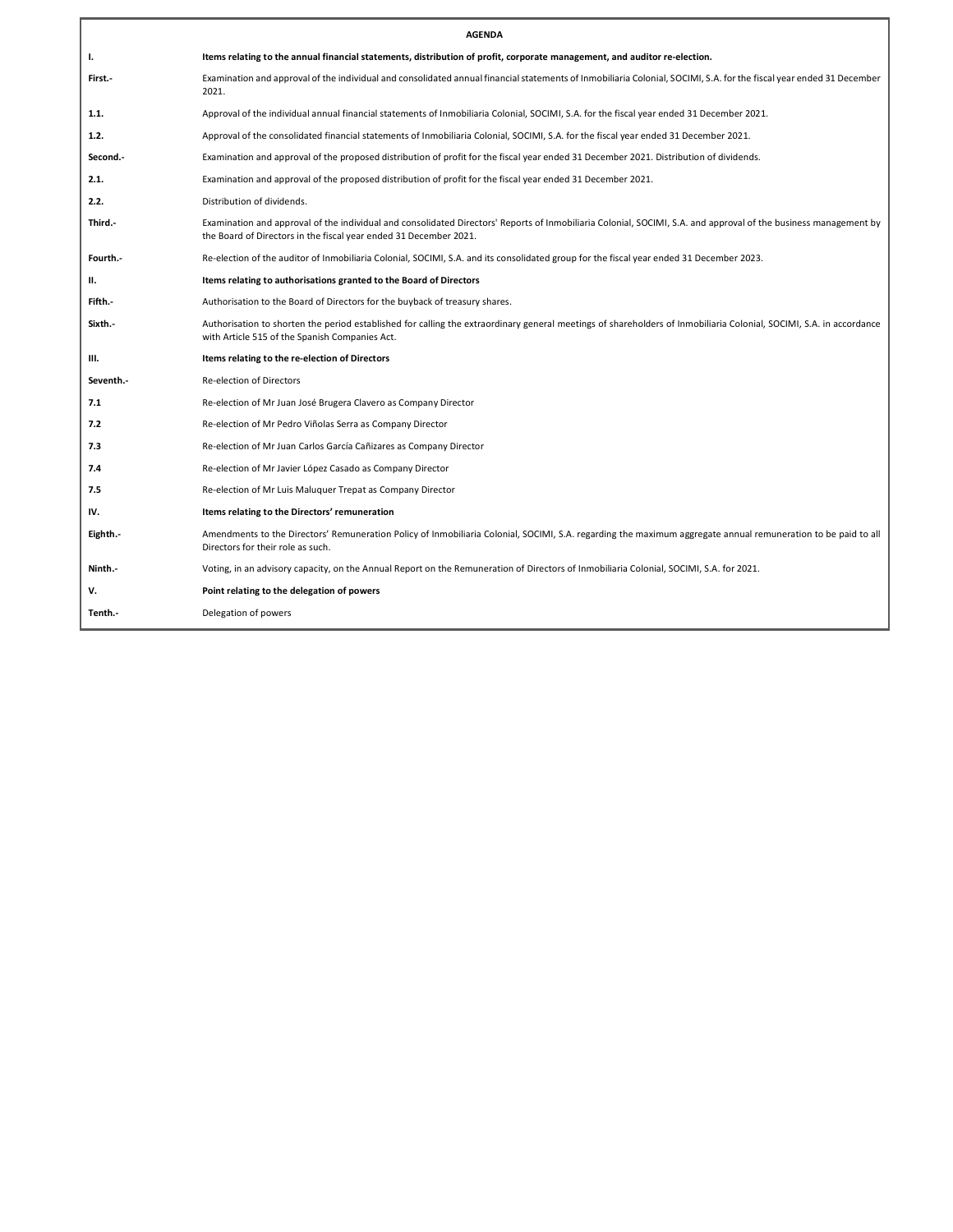| AGENDA | |
|---|---|
| **I.** | **Items relating to the annual financial statements, distribution of profit, corporate management, and auditor re-election.** |
| **First.-** | Examination and approval of the individual and consolidated annual financial statements of Inmobiliaria Colonial, SOCIMI, S.A. for the fiscal year ended 31 December 2021. |
| **1.1.** | Approval of the individual annual financial statements of Inmobiliaria Colonial, SOCIMI, S.A. for the fiscal year ended 31 December 2021. |
| **1.2.** | Approval of the consolidated financial statements of Inmobiliaria Colonial, SOCIMI, S.A. for the fiscal year ended 31 December 2021. |
| **Second.-** | Examination and approval of the proposed distribution of profit for the fiscal year ended 31 December 2021. Distribution of dividends. |
| **2.1.** | Examination and approval of the proposed distribution of profit for the fiscal year ended 31 December 2021. |
| **2.2.** | Distribution of dividends. |
| **Third.-** | Examination and approval of the individual and consolidated Directors' Reports of Inmobiliaria Colonial, SOCIMI, S.A. and approval of the business management by the Board of Directors in the fiscal year ended 31 December 2021. |
| **Fourth.-** | Re-election of the auditor of Inmobiliaria Colonial, SOCIMI, S.A. and its consolidated group for the fiscal year ended 31 December 2023. |
| **II.** | **Items relating to authorisations granted to the Board of Directors** |
| **Fifth.-** | Authorisation to the Board of Directors for the buyback of treasury shares. |
| **Sixth.-** | Authorisation to shorten the period established for calling the extraordinary general meetings of shareholders of Inmobiliaria Colonial, SOCIMI, S.A. in accordance with Article 515 of the Spanish Companies Act. |
| **III.** | **Items relating to the re-election of Directors** |
| **Seventh.-** | Re-election of Directors |
| **7.1** | Re-election of Mr Juan José Brugera Clavero as Company Director |
| **7.2** | Re-election of Mr Pedro Viñolas Serra as Company Director |
| **7.3** | Re-election of Mr Juan Carlos García Cañizares as Company Director |
| **7.4** | Re-election of Mr Javier López Casado as Company Director |
| **7.5** | Re-election of Mr Luis Maluquer Trepat as Company Director |
| **IV.** | **Items relating to the Directors' remuneration** |
| **Eighth.-** | Amendments to the Directors' Remuneration Policy of Inmobiliaria Colonial, SOCIMI, S.A. regarding the maximum aggregate annual remuneration to be paid to all Directors for their role as such. |
| **Ninth.-** | Voting, in an advisory capacity, on the Annual Report on the Remuneration of Directors of Inmobiliaria Colonial, SOCIMI, S.A. for 2021. |
| **V.** | **Point relating to the delegation of powers** |
| **Tenth.-** | Delegation of powers |